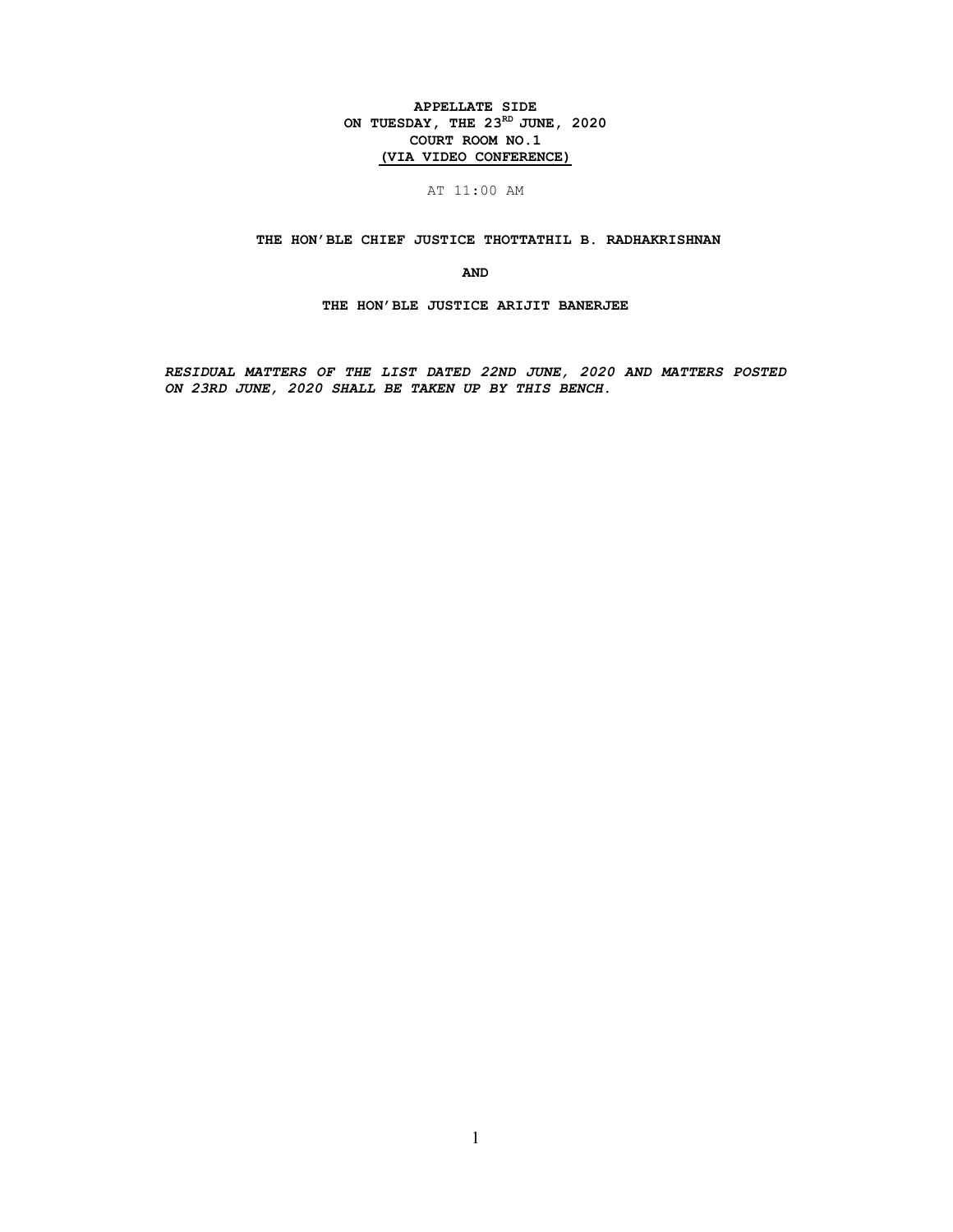**APPELLATE SIDE**
**ON TUESDAY, THE 23RD JUNE, 2020**
**COURT ROOM NO.1**
**(VIA VIDEO CONFERENCE)**

AT 11:00 AM

**THE HON'BLE CHIEF JUSTICE THOTTATHIL B. RADHAKRISHNAN**

**AND**

**THE HON'BLE JUSTICE ARIJIT BANERJEE**

***RESIDUAL MATTERS OF THE LIST DATED 22ND JUNE, 2020 AND MATTERS POSTED ON 23RD JUNE, 2020 SHALL BE TAKEN UP BY THIS BENCH.***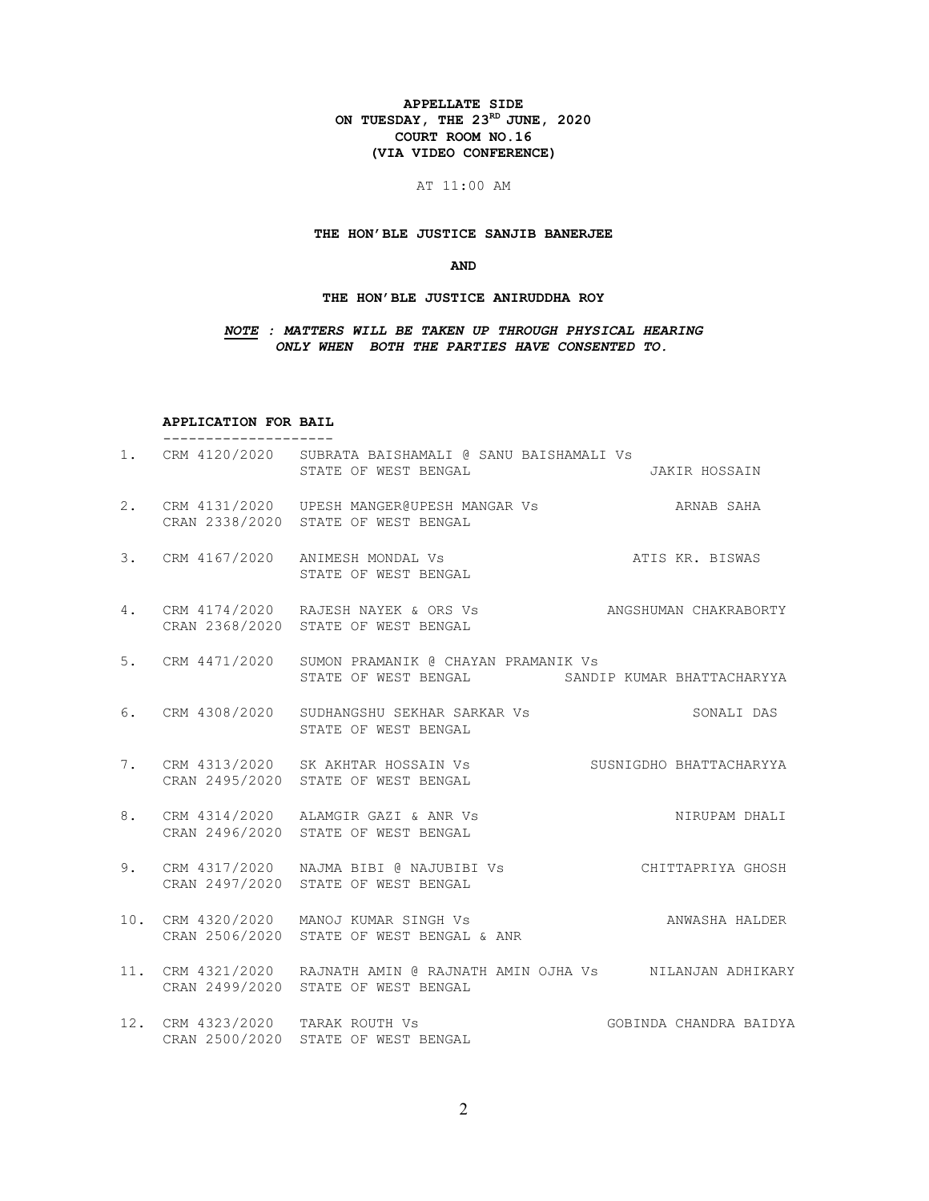**APPELLATE SIDE**
**ON TUESDAY, THE 23RD JUNE, 2020**
**COURT ROOM NO.16**
**(VIA VIDEO CONFERENCE)**

AT 11:00 AM

**THE HON'BLE JUSTICE SANJIB BANERJEE**

**AND**

**THE HON'BLE JUSTICE ANIRUDDHA ROY**

***NOTE : MATTERS WILL BE TAKEN UP THROUGH PHYSICAL HEARING ONLY WHEN BOTH THE PARTIES HAVE CONSENTED TO.***

**APPLICATION FOR BAIL**

| No. | Case No. | Parties | Advocate |
|---|---|---|---|
| 1. | CRM 4120/2020 | SUBRATA BAISHAMALI @ SANU BAISHAMALI Vs STATE OF WEST BENGAL | JAKIR HOSSAIN |
| 2. | CRM 4131/2020 CRAN 2338/2020 | UPESH MANGER@UPESH MANGAR Vs STATE OF WEST BENGAL | ARNAB SAHA |
| 3. | CRM 4167/2020 | ANIMESH MONDAL Vs STATE OF WEST BENGAL | ATIS KR. BISWAS |
| 4. | CRM 4174/2020 CRAN 2368/2020 | RAJESH NAYEK & ORS Vs STATE OF WEST BENGAL | ANGSHUMAN CHAKRABORTY |
| 5. | CRM 4471/2020 | SUMON PRAMANIK @ CHAYAN PRAMANIK Vs STATE OF WEST BENGAL | SANDIP KUMAR BHATTACHARYYA |
| 6. | CRM 4308/2020 | SUDHANGSHU SEKHAR SARKAR Vs STATE OF WEST BENGAL | SONALI DAS |
| 7. | CRM 4313/2020 CRAN 2495/2020 | SK AKHTAR HOSSAIN Vs STATE OF WEST BENGAL | SUSNIGDHO BHATTACHARYYA |
| 8. | CRM 4314/2020 CRAN 2496/2020 | ALAMGIR GAZI & ANR Vs STATE OF WEST BENGAL | NIRUPAM DHALI |
| 9. | CRM 4317/2020 CRAN 2497/2020 | NAJMA BIBI @ NAJUBIBI Vs STATE OF WEST BENGAL | CHITTAPRIYA GHOSH |
| 10. | CRM 4320/2020 CRAN 2506/2020 | MANOJ KUMAR SINGH Vs STATE OF WEST BENGAL & ANR | ANWASHA HALDER |
| 11. | CRM 4321/2020 CRAN 2499/2020 | RAJNATH AMIN @ RAJNATH AMIN OJHA Vs STATE OF WEST BENGAL | NILANJAN ADHIKARY |
| 12. | CRM 4323/2020 CRAN 2500/2020 | TARAK ROUTH Vs STATE OF WEST BENGAL | GOBINDA CHANDRA BAIDYA |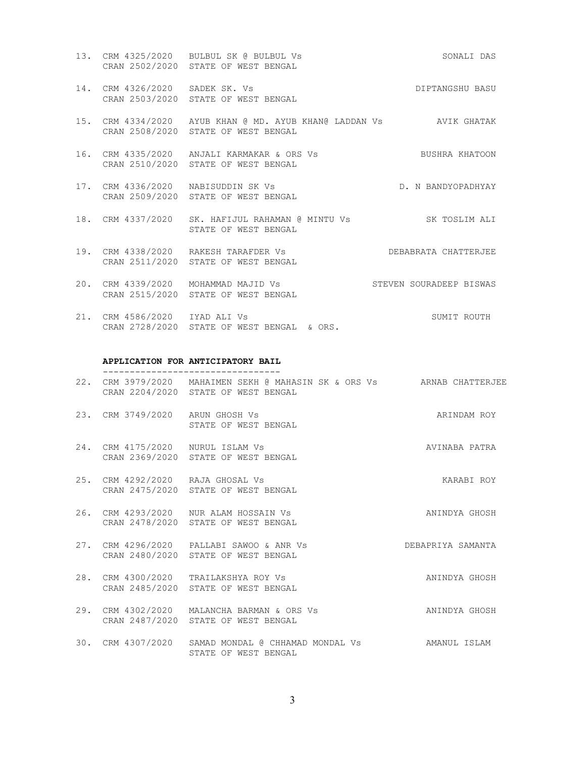13. CRM 4325/2020 BULBUL SK @ BULBUL Vs SONALI DAS
    CRAN 2502/2020 STATE OF WEST BENGAL

14. CRM 4326/2020 SADEK SK. Vs DIPTANGSHU BASU
    CRAN 2503/2020 STATE OF WEST BENGAL

15. CRM 4334/2020 AYUB KHAN @ MD. AYUB KHAN@ LADDAN Vs AVIK GHATAK
    CRAN 2508/2020 STATE OF WEST BENGAL

16. CRM 4335/2020 ANJALI KARMAKAR & ORS Vs BUSHRA KHATOON
    CRAN 2510/2020 STATE OF WEST BENGAL

17. CRM 4336/2020 NABISUDDIN SK Vs D. N BANDYOPADHYAY
    CRAN 2509/2020 STATE OF WEST BENGAL

18. CRM 4337/2020 SK. HAFIJUL RAHAMAN @ MINTU Vs SK TOSLIM ALI
    STATE OF WEST BENGAL

19. CRM 4338/2020 RAKESH TARAFDER Vs DEBABRATA CHATTERJEE
    CRAN 2511/2020 STATE OF WEST BENGAL

20. CRM 4339/2020 MOHAMMAD MAJID Vs STEVEN SOURADEEP BISWAS
    CRAN 2515/2020 STATE OF WEST BENGAL

21. CRM 4586/2020 IYAD ALI Vs SUMIT ROUTH
    CRAN 2728/2020 STATE OF WEST BENGAL & ORS.

**APPLICATION FOR ANTICIPATORY BAIL**

22. CRM 3979/2020 MAHAIMEN SEKH @ MAHASIN SK & ORS Vs ARNAB CHATTERJEE
    CRAN 2204/2020 STATE OF WEST BENGAL

23. CRM 3749/2020 ARUN GHOSH Vs ARINDAM ROY
    STATE OF WEST BENGAL

24. CRM 4175/2020 NURUL ISLAM Vs AVINABA PATRA
    CRAN 2369/2020 STATE OF WEST BENGAL

25. CRM 4292/2020 RAJA GHOSAL Vs KARABI ROY
    CRAN 2475/2020 STATE OF WEST BENGAL

26. CRM 4293/2020 NUR ALAM HOSSAIN Vs ANINDYA GHOSH
    CRAN 2478/2020 STATE OF WEST BENGAL

27. CRM 4296/2020 PALLABI SAWOO & ANR Vs DEBAPRIYA SAMANTA
    CRAN 2480/2020 STATE OF WEST BENGAL

28. CRM 4300/2020 TRAILAKSHYA ROY Vs ANINDYA GHOSH
    CRAN 2485/2020 STATE OF WEST BENGAL

29. CRM 4302/2020 MALANCHA BARMAN & ORS Vs ANINDYA GHOSH
    CRAN 2487/2020 STATE OF WEST BENGAL

30. CRM 4307/2020 SAMAD MONDAL @ CHHAMAD MONDAL Vs AMANUL ISLAM
    STATE OF WEST BENGAL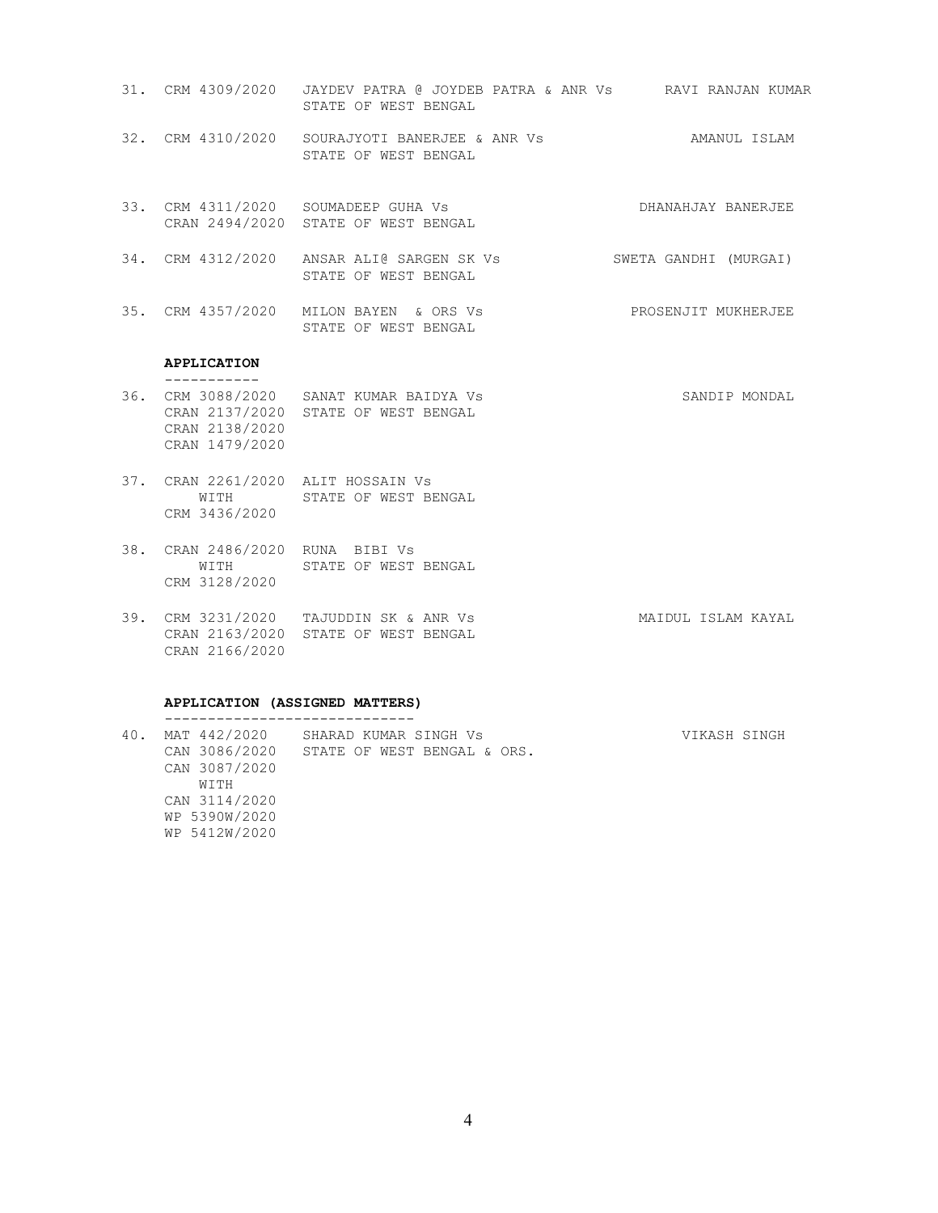31. CRM 4309/2020 JAYDEV PATRA @ JOYDEB PATRA & ANR Vs STATE OF WEST BENGAL — RAVI RANJAN KUMAR

32. CRM 4310/2020 SOURAJYOTI BANERJEE & ANR Vs STATE OF WEST BENGAL — AMANUL ISLAM

33. CRM 4311/2020 CRAN 2494/2020 SOUMADEEP GUHA Vs STATE OF WEST BENGAL — DHANAHJAY BANERJEE

34. CRM 4312/2020 ANSAR ALI@ SARGEN SK Vs STATE OF WEST BENGAL — SWETA GANDHI (MURGAI)

35. CRM 4357/2020 MILON BAYEN & ORS Vs STATE OF WEST BENGAL — PROSENJIT MUKHERJEE

**APPLICATION**

36. CRM 3088/2020 CRAN 2137/2020 CRAN 2138/2020 CRAN 1479/2020 SANAT KUMAR BAIDYA Vs STATE OF WEST BENGAL — SANDIP MONDAL

37. CRAN 2261/2020 WITH CRM 3436/2020 ALIT HOSSAIN Vs STATE OF WEST BENGAL

38. CRAN 2486/2020 WITH CRM 3128/2020 RUNA BIBI Vs STATE OF WEST BENGAL

39. CRM 3231/2020 CRAN 2163/2020 CRAN 2166/2020 TAJUDDIN SK & ANR Vs STATE OF WEST BENGAL — MAIDUL ISLAM KAYAL

**APPLICATION (ASSIGNED MATTERS)**

40. MAT 442/2020 CAN 3086/2020 CAN 3087/2020 WITH CAN 3114/2020 WP 5390W/2020 WP 5412W/2020 SHARAD KUMAR SINGH Vs STATE OF WEST BENGAL & ORS. — VIKASH SINGH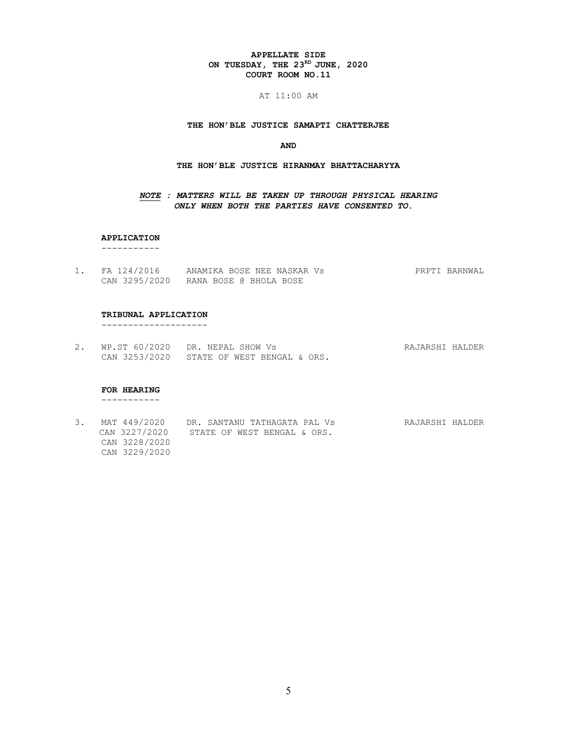**APPELLATE SIDE**
**ON TUESDAY, THE 23RD JUNE, 2020**
**COURT ROOM NO.11**

AT 11:00 AM

**THE HON'BLE JUSTICE SAMAPTI CHATTERJEE**

**AND**

**THE HON'BLE JUSTICE HIRANMAY BHATTACHARYYA**

***NOTE : MATTERS WILL BE TAKEN UP THROUGH PHYSICAL HEARING ONLY WHEN BOTH THE PARTIES HAVE CONSENTED TO.***

**APPLICATION**
-----------

| | | | |
|---|---|---|---|
| 1. | FA 124/2016<br>CAN 3295/2020 | ANAMIKA BOSE NEE NASKAR Vs<br>RANA BOSE @ BHOLA BOSE | PRPTI BARNWAL |

**TRIBUNAL APPLICATION**
--------------------

| | | | |
|---|---|---|---|
| 2. | WP.ST 60/2020<br>CAN 3253/2020 | DR. NEPAL SHOW Vs<br>STATE OF WEST BENGAL & ORS. | RAJARSHI HALDER |

**FOR HEARING**
-----------

| | | | |
|---|---|---|---|
| 3. | MAT 449/2020<br>CAN 3227/2020<br>CAN 3228/2020<br>CAN 3229/2020 | DR. SANTANU TATHAGATA PAL Vs<br>STATE OF WEST BENGAL & ORS. | RAJARSHI HALDER |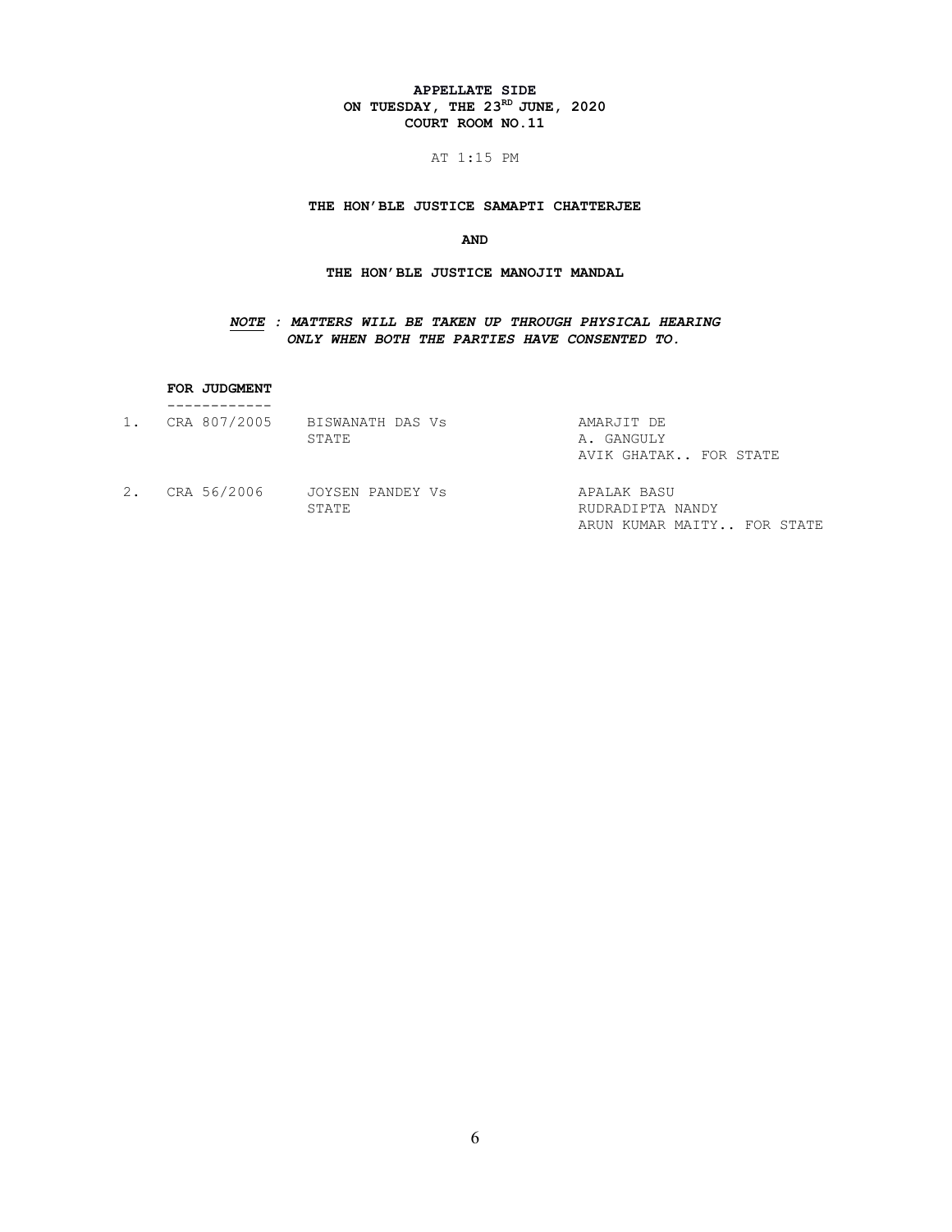**APPELLATE SIDE**
**ON TUESDAY, THE 23RD JUNE, 2020**
**COURT ROOM NO.11**

AT 1:15 PM

**THE HON'BLE JUSTICE SAMAPTI CHATTERJEE**

**AND**

**THE HON'BLE JUSTICE MANOJIT MANDAL**

***NOTE : MATTERS WILL BE TAKEN UP THROUGH PHYSICAL HEARING ONLY WHEN BOTH THE PARTIES HAVE CONSENTED TO.***

**FOR JUDGMENT**

| | | | |
|---|---|---|---|
| 1. | CRA 807/2005 | BISWANATH DAS Vs STATE | AMARJIT DE<br>A. GANGULY<br>AVIK GHATAK.. FOR STATE |
| 2. | CRA 56/2006 | JOYSEN PANDEY Vs STATE | APALAK BASU<br>RUDRADIPTA NANDY<br>ARUN KUMAR MAITY.. FOR STATE |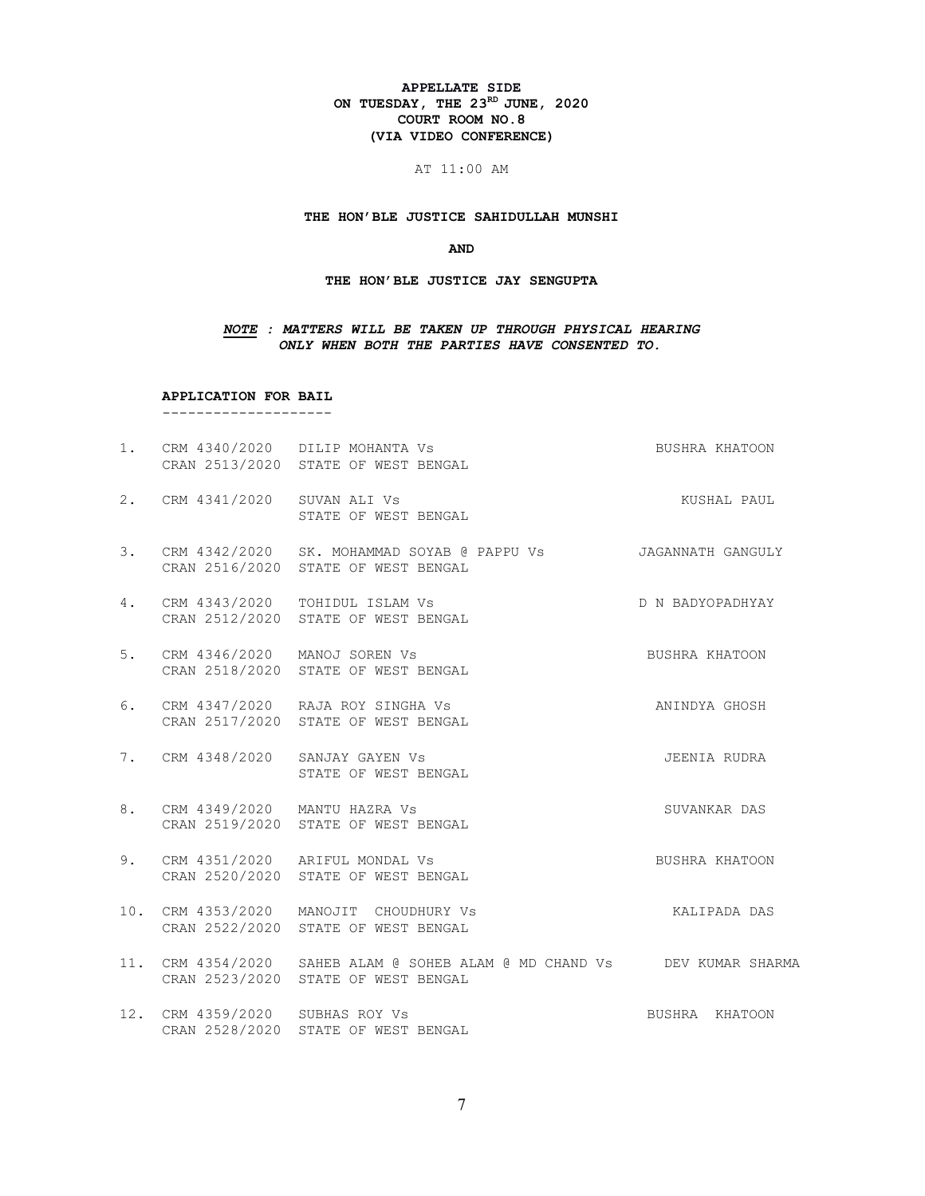**APPELLATE SIDE**
**ON TUESDAY, THE 23RD JUNE, 2020**
**COURT ROOM NO.8**
**(VIA VIDEO CONFERENCE)**

AT 11:00 AM

**THE HON'BLE JUSTICE SAHIDULLAH MUNSHI**

**AND**

**THE HON'BLE JUSTICE JAY SENGUPTA**

***NOTE : MATTERS WILL BE TAKEN UP THROUGH PHYSICAL HEARING ONLY WHEN BOTH THE PARTIES HAVE CONSENTED TO.***

**APPLICATION FOR BAIL**

| No. | Case No. | Parties | Advocate |
|---|---|---|---|
| 1. | CRM 4340/2020<br>CRAN 2513/2020 | DILIP MOHANTA Vs<br>STATE OF WEST BENGAL | BUSHRA KHATOON |
| 2. | CRM 4341/2020 | SUVAN ALI Vs<br>STATE OF WEST BENGAL | KUSHAL PAUL |
| 3. | CRM 4342/2020<br>CRAN 2516/2020 | SK. MOHAMMAD SOYAB @ PAPPU Vs<br>STATE OF WEST BENGAL | JAGANNATH GANGULY |
| 4. | CRM 4343/2020<br>CRAN 2512/2020 | TOHIDUL ISLAM Vs<br>STATE OF WEST BENGAL | D N BADYOPADHYAY |
| 5. | CRM 4346/2020<br>CRAN 2518/2020 | MANOJ SOREN Vs<br>STATE OF WEST BENGAL | BUSHRA KHATOON |
| 6. | CRM 4347/2020<br>CRAN 2517/2020 | RAJA ROY SINGHA Vs<br>STATE OF WEST BENGAL | ANINDYA GHOSH |
| 7. | CRM 4348/2020 | SANJAY GAYEN Vs<br>STATE OF WEST BENGAL | JEENIA RUDRA |
| 8. | CRM 4349/2020<br>CRAN 2519/2020 | MANTU HAZRA Vs<br>STATE OF WEST BENGAL | SUVANKAR DAS |
| 9. | CRM 4351/2020<br>CRAN 2520/2020 | ARIFUL MONDAL Vs<br>STATE OF WEST BENGAL | BUSHRA KHATOON |
| 10. | CRM 4353/2020<br>CRAN 2522/2020 | MANOJIT CHOUDHURY Vs<br>STATE OF WEST BENGAL | KALIPADA DAS |
| 11. | CRM 4354/2020<br>CRAN 2523/2020 | SAHEB ALAM @ SOHEB ALAM @ MD CHAND Vs<br>STATE OF WEST BENGAL | DEV KUMAR SHARMA |
| 12. | CRM 4359/2020<br>CRAN 2528/2020 | SUBHAS ROY Vs<br>STATE OF WEST BENGAL | BUSHRA KHATOON |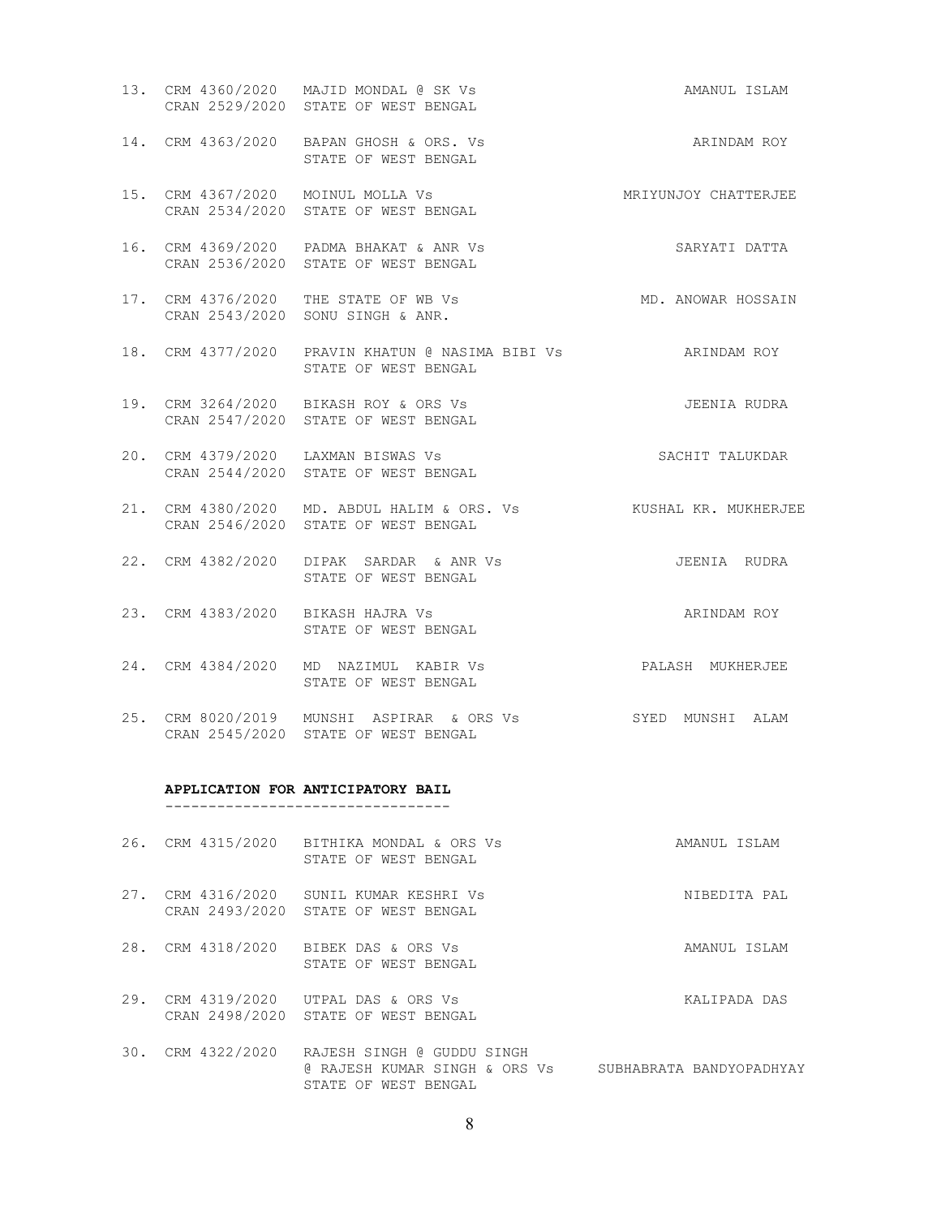| | | | |
|---|---|---|---|
| 13. | CRM 4360/2020<br>CRAN 2529/2020 | MAJID MONDAL @ SK Vs<br>STATE OF WEST BENGAL | AMANUL ISLAM |
| 14. | CRM 4363/2020 | BAPAN GHOSH & ORS. Vs<br>STATE OF WEST BENGAL | ARINDAM ROY |
| 15. | CRM 4367/2020<br>CRAN 2534/2020 | MOINUL MOLLA Vs<br>STATE OF WEST BENGAL | MRIYUNJOY CHATTERJEE |
| 16. | CRM 4369/2020<br>CRAN 2536/2020 | PADMA BHAKAT & ANR Vs<br>STATE OF WEST BENGAL | SARYATI DATTA |
| 17. | CRM 4376/2020<br>CRAN 2543/2020 | THE STATE OF WB Vs<br>SONU SINGH & ANR. | MD. ANOWAR HOSSAIN |
| 18. | CRM 4377/2020 | PRAVIN KHATUN @ NASIMA BIBI Vs<br>STATE OF WEST BENGAL | ARINDAM ROY |
| 19. | CRM 3264/2020<br>CRAN 2547/2020 | BIKASH ROY & ORS Vs<br>STATE OF WEST BENGAL | JEENIA RUDRA |
| 20. | CRM 4379/2020<br>CRAN 2544/2020 | LAXMAN BISWAS Vs<br>STATE OF WEST BENGAL | SACHIT TALUKDAR |
| 21. | CRM 4380/2020<br>CRAN 2546/2020 | MD. ABDUL HALIM & ORS. Vs<br>STATE OF WEST BENGAL | KUSHAL KR. MUKHERJEE |
| 22. | CRM 4382/2020 | DIPAK SARDAR & ANR Vs<br>STATE OF WEST BENGAL | JEENIA RUDRA |
| 23. | CRM 4383/2020 | BIKASH HAJRA Vs<br>STATE OF WEST BENGAL | ARINDAM ROY |
| 24. | CRM 4384/2020 | MD NAZIMUL KABIR Vs<br>STATE OF WEST BENGAL | PALASH MUKHERJEE |
| 25. | CRM 8020/2019<br>CRAN 2545/2020 | MUNSHI ASPIRAR & ORS Vs<br>STATE OF WEST BENGAL | SYED MUNSHI ALAM |

**APPLICATION FOR ANTICIPATORY BAIL**

| | | | |
|---|---|---|---|
| 26. | CRM 4315/2020 | BITHIKA MONDAL & ORS Vs<br>STATE OF WEST BENGAL | AMANUL ISLAM |
| 27. | CRM 4316/2020<br>CRAN 2493/2020 | SUNIL KUMAR KESHRI Vs<br>STATE OF WEST BENGAL | NIBEDITA PAL |
| 28. | CRM 4318/2020 | BIBEK DAS & ORS Vs<br>STATE OF WEST BENGAL | AMANUL ISLAM |
| 29. | CRM 4319/2020<br>CRAN 2498/2020 | UTPAL DAS & ORS Vs<br>STATE OF WEST BENGAL | KALIPADA DAS |
| 30. | CRM 4322/2020 | RAJESH SINGH @ GUDDU SINGH<br>@ RAJESH KUMAR SINGH & ORS Vs<br>STATE OF WEST BENGAL | SUBHABRATA BANDYOPADHYAY |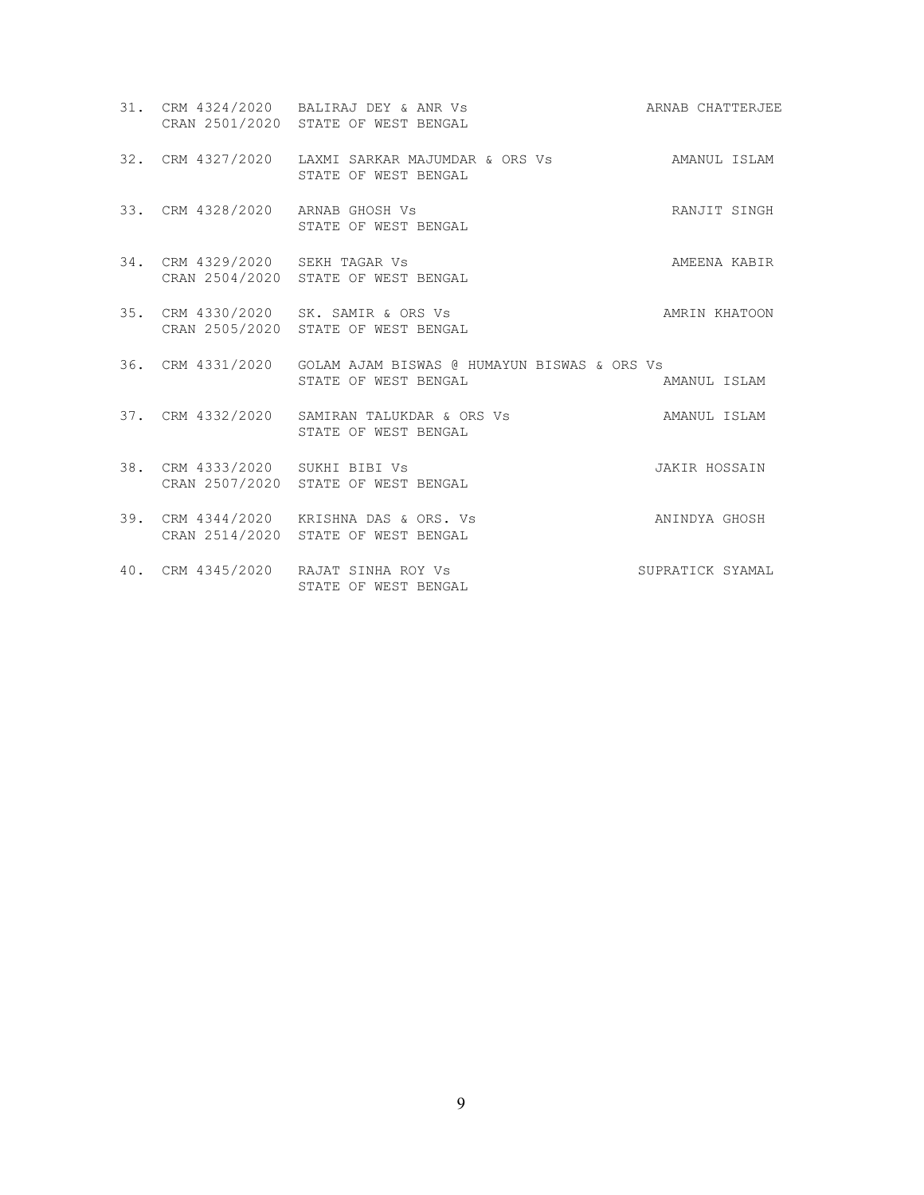31. CRM 4324/2020 CRAN 2501/2020 BALIRAJ DEY & ANR Vs STATE OF WEST BENGAL — ARNAB CHATTERJEE

32. CRM 4327/2020 LAXMI SARKAR MAJUMDAR & ORS Vs STATE OF WEST BENGAL — AMANUL ISLAM

33. CRM 4328/2020 ARNAB GHOSH Vs STATE OF WEST BENGAL — RANJIT SINGH

34. CRM 4329/2020 CRAN 2504/2020 SEKH TAGAR Vs STATE OF WEST BENGAL — AMEENA KABIR

35. CRM 4330/2020 CRAN 2505/2020 SK. SAMIR & ORS Vs STATE OF WEST BENGAL — AMRIN KHATOON

36. CRM 4331/2020 GOLAM AJAM BISWAS @ HUMAYUN BISWAS & ORS Vs STATE OF WEST BENGAL — AMANUL ISLAM

37. CRM 4332/2020 SAMIRAN TALUKDAR & ORS Vs STATE OF WEST BENGAL — AMANUL ISLAM

38. CRM 4333/2020 CRAN 2507/2020 SUKHI BIBI Vs STATE OF WEST BENGAL — JAKIR HOSSAIN

39. CRM 4344/2020 CRAN 2514/2020 KRISHNA DAS & ORS. Vs STATE OF WEST BENGAL — ANINDYA GHOSH

40. CRM 4345/2020 RAJAT SINHA ROY Vs STATE OF WEST BENGAL — SUPRATICK SYAMAL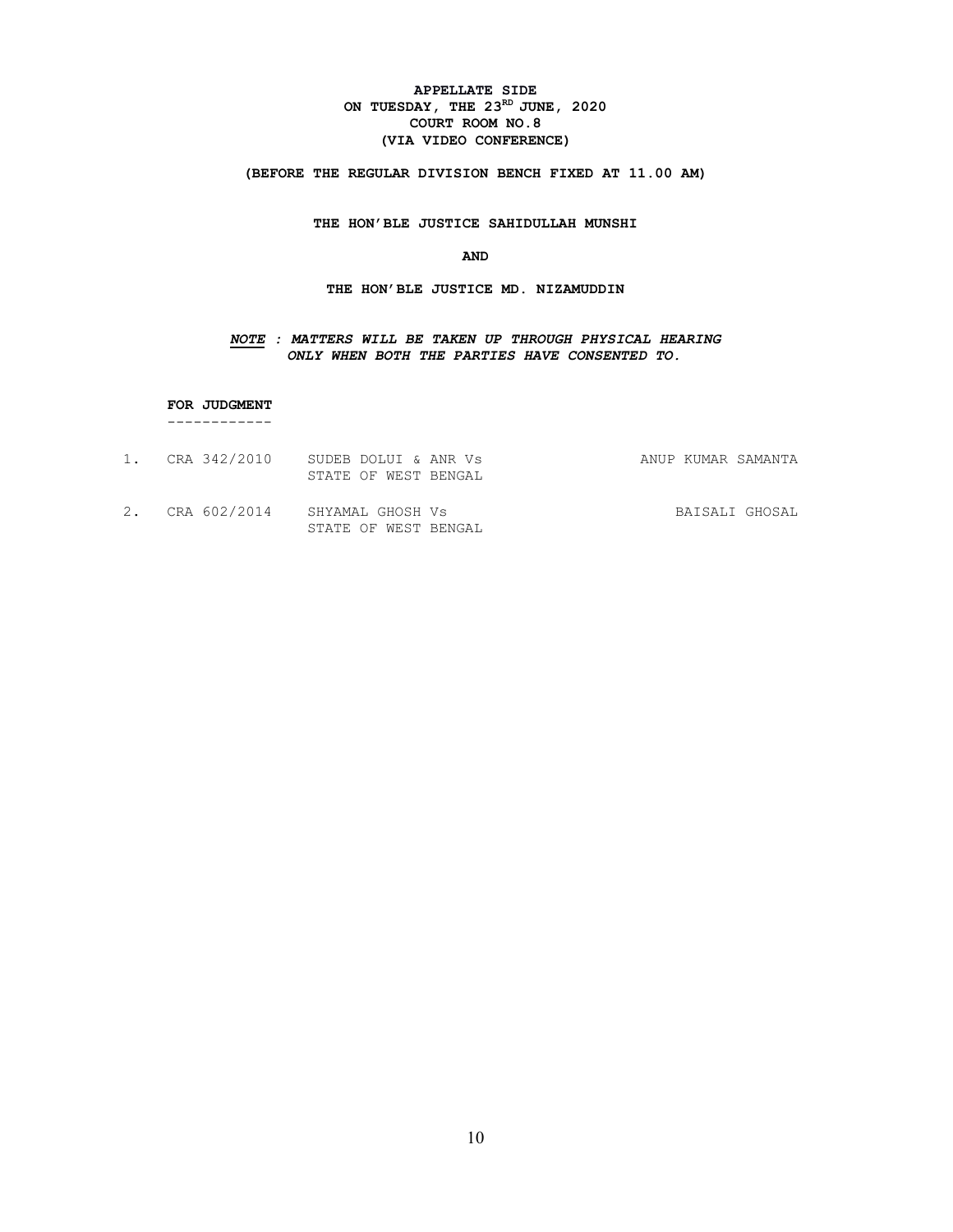**APPELLATE SIDE**
**ON TUESDAY, THE 23RD JUNE, 2020**
**COURT ROOM NO.8**
**(VIA VIDEO CONFERENCE)**

**(BEFORE THE REGULAR DIVISION BENCH FIXED AT 11.00 AM)**

**THE HON'BLE JUSTICE SAHIDULLAH MUNSHI**

**AND**

**THE HON'BLE JUSTICE MD. NIZAMUDDIN**

***NOTE : MATTERS WILL BE TAKEN UP THROUGH PHYSICAL HEARING ONLY WHEN BOTH THE PARTIES HAVE CONSENTED TO.***

**FOR JUDGMENT**

------------

| | | | |
|---|---|---|---|
| 1. | CRA 342/2010 | SUDEB DOLUI & ANR Vs STATE OF WEST BENGAL | ANUP KUMAR SAMANTA |
| 2. | CRA 602/2014 | SHYAMAL GHOSH Vs STATE OF WEST BENGAL | BAISALI GHOSAL |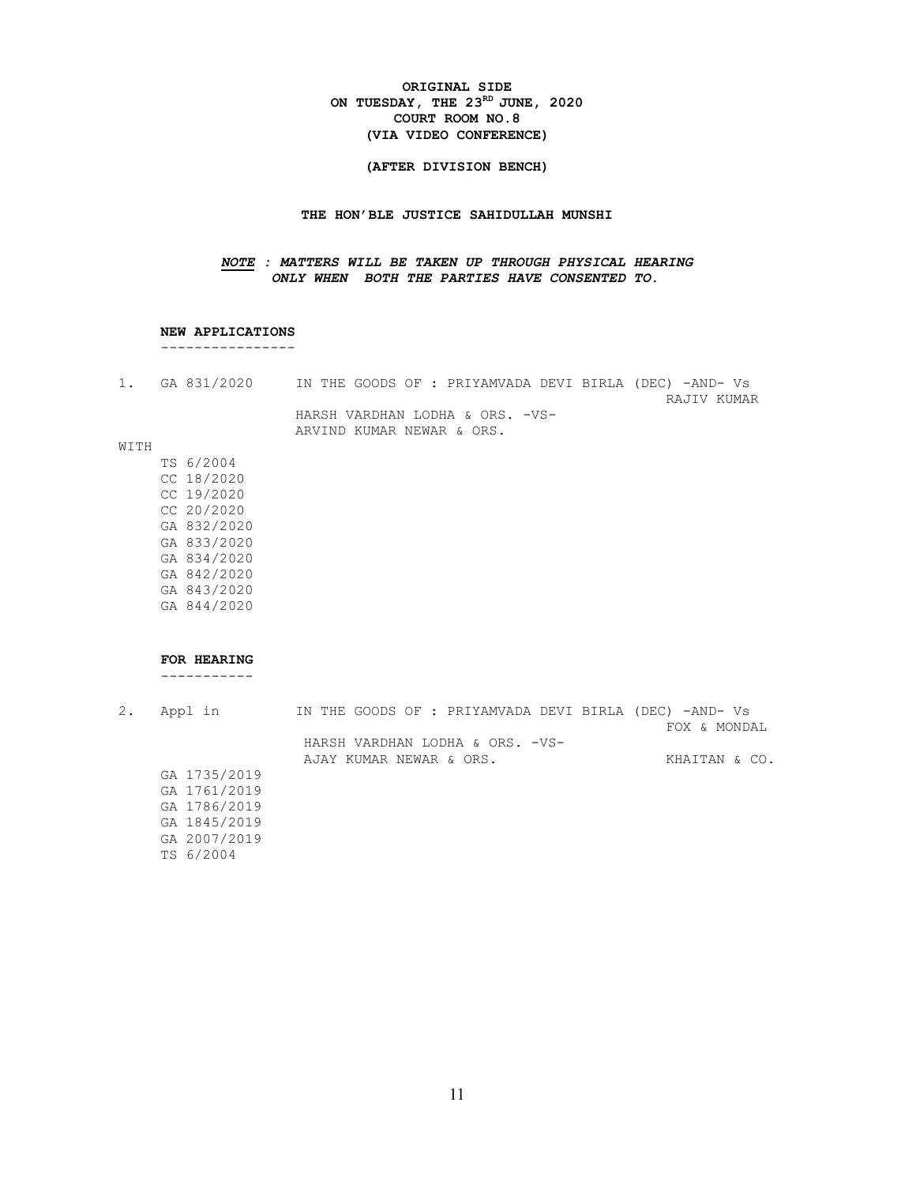**ORIGINAL SIDE**
**ON TUESDAY, THE 23RD JUNE, 2020**
**COURT ROOM NO.8**
**(VIA VIDEO CONFERENCE)**

**(AFTER DIVISION BENCH)**

**THE HON'BLE JUSTICE SAHIDULLAH MUNSHI**

***NOTE : MATTERS WILL BE TAKEN UP THROUGH PHYSICAL HEARING ONLY WHEN BOTH THE PARTIES HAVE CONSENTED TO.***

**NEW APPLICATIONS**
----------------

1. GA 831/2020 IN THE GOODS OF : PRIYAMVADA DEVI BIRLA (DEC) -AND- Vs RAJIV KUMAR
   HARSH VARDHAN LODHA & ORS. -VS-
   ARVIND KUMAR NEWAR & ORS.

WITH
   TS 6/2004
   CC 18/2020
   CC 19/2020
   CC 20/2020
   GA 832/2020
   GA 833/2020
   GA 834/2020
   GA 842/2020
   GA 843/2020
   GA 844/2020

**FOR HEARING**
-----------

2. Appl in IN THE GOODS OF : PRIYAMVADA DEVI BIRLA (DEC) -AND- Vs FOX & MONDAL
   HARSH VARDHAN LODHA & ORS. -VS-
   AJAY KUMAR NEWAR & ORS. KHAITAN & CO.
   GA 1735/2019
   GA 1761/2019
   GA 1786/2019
   GA 1845/2019
   GA 2007/2019
   TS 6/2004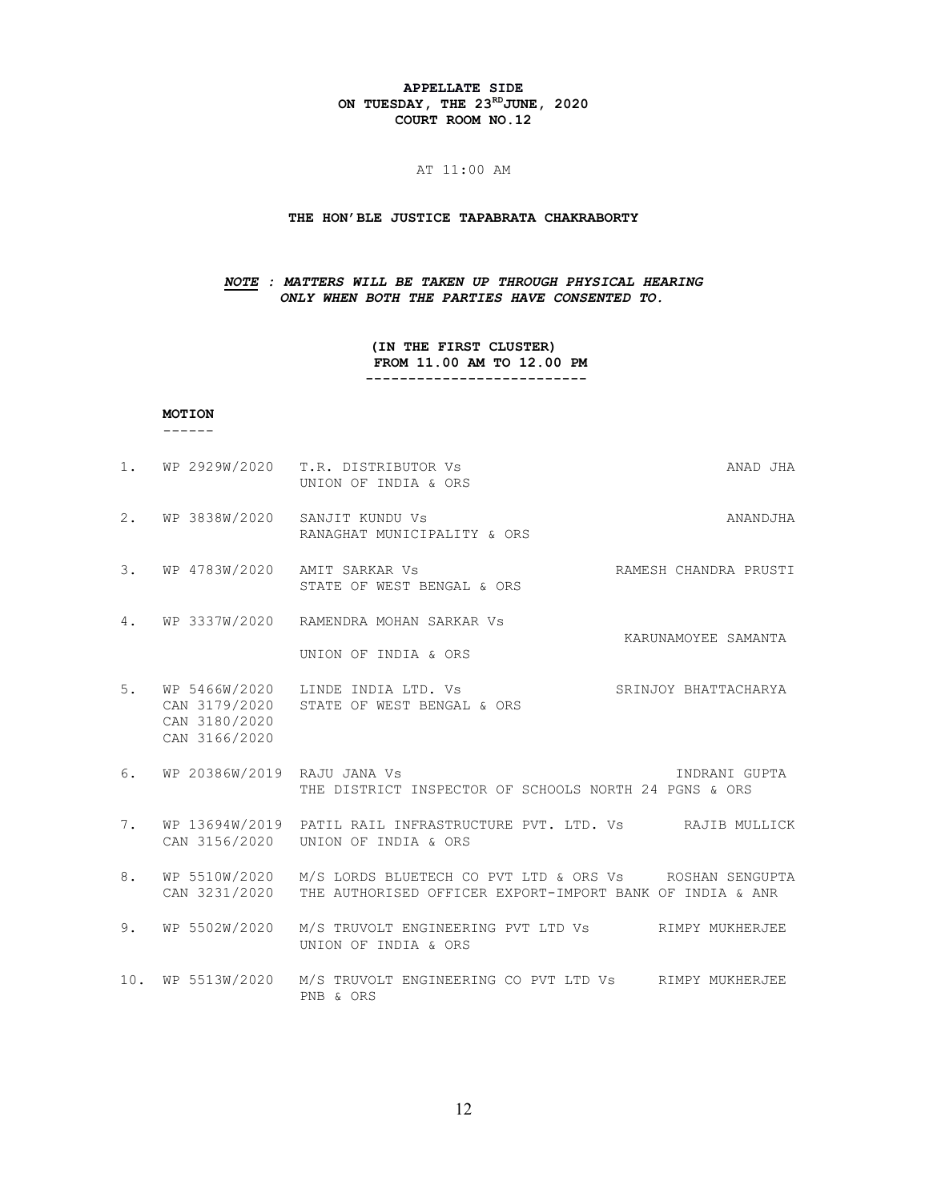**APPELLATE SIDE**
**ON TUESDAY, THE 23RD JUNE, 2020**
**COURT ROOM NO.12**

AT 11:00 AM

**THE HON'BLE JUSTICE TAPABRATA CHAKRABORTY**

***NOTE : MATTERS WILL BE TAKEN UP THROUGH PHYSICAL HEARING ONLY WHEN BOTH THE PARTIES HAVE CONSENTED TO.***

**(IN THE FIRST CLUSTER)**
**FROM 11.00 AM TO 12.00 PM**

**MOTION**

| No. | Case No. | Parties | Advocate |
|---|---|---|---|
| 1. | WP 2929W/2020 | T.R. DISTRIBUTOR Vs UNION OF INDIA & ORS | ANAD JHA |
| 2. | WP 3838W/2020 | SANJIT KUNDU Vs RANAGHAT MUNICIPALITY & ORS | ANANDJHA |
| 3. | WP 4783W/2020 | AMIT SARKAR Vs STATE OF WEST BENGAL & ORS | RAMESH CHANDRA PRUSTI |
| 4. | WP 3337W/2020 | RAMENDRA MOHAN SARKAR Vs UNION OF INDIA & ORS | KARUNAMOYEE SAMANTA |
| 5. | WP 5466W/2020<br>CAN 3179/2020<br>CAN 3180/2020<br>CAN 3166/2020 | LINDE INDIA LTD. Vs STATE OF WEST BENGAL & ORS | SRINJOY BHATTACHARYA |
| 6. | WP 20386W/2019 | RAJU JANA Vs THE DISTRICT INSPECTOR OF SCHOOLS NORTH 24 PGNS & ORS | INDRANI GUPTA |
| 7. | WP 13694W/2019<br>CAN 3156/2020 | PATIL RAIL INFRASTRUCTURE PVT. LTD. Vs UNION OF INDIA & ORS | RAJIB MULLICK |
| 8. | WP 5510W/2020<br>CAN 3231/2020 | M/S LORDS BLUETECH CO PVT LTD & ORS Vs THE AUTHORISED OFFICER EXPORT-IMPORT BANK OF INDIA & ANR | ROSHAN SENGUPTA |
| 9. | WP 5502W/2020 | M/S TRUVOLT ENGINEERING PVT LTD Vs UNION OF INDIA & ORS | RIMPY MUKHERJEE |
| 10. | WP 5513W/2020 | M/S TRUVOLT ENGINEERING CO PVT LTD Vs PNB & ORS | RIMPY MUKHERJEE |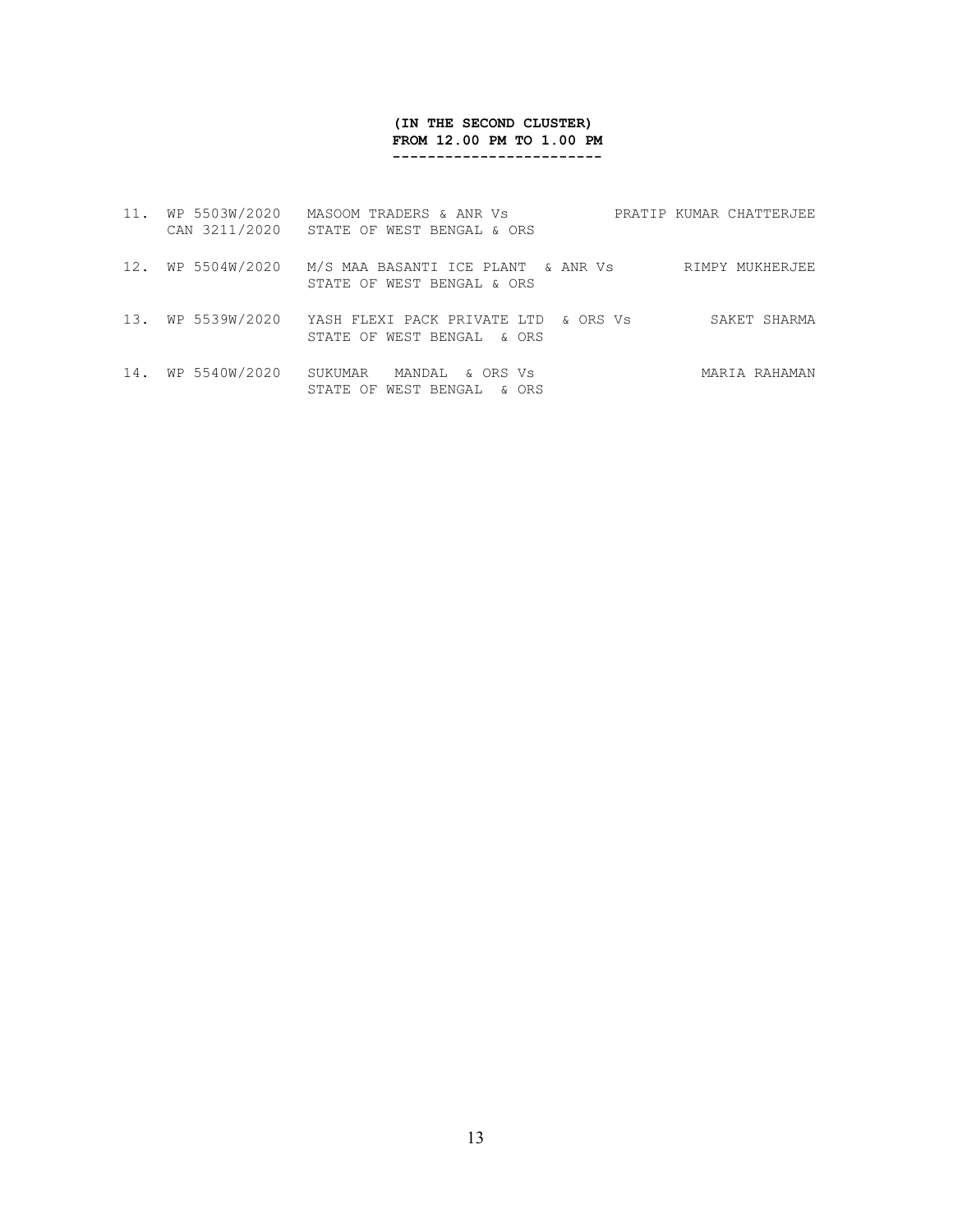**(IN THE SECOND CLUSTER)**
**FROM 12.00 PM TO 1.00 PM**

| | | | |
|---|---|---|---|
| 11. | WP 5503W/2020 CAN 3211/2020 | MASOOM TRADERS & ANR Vs STATE OF WEST BENGAL & ORS | PRATIP KUMAR CHATTERJEE |
| 12. | WP 5504W/2020 | M/S MAA BASANTI ICE PLANT & ANR Vs STATE OF WEST BENGAL & ORS | RIMPY MUKHERJEE |
| 13. | WP 5539W/2020 | YASH FLEXI PACK PRIVATE LTD & ORS Vs STATE OF WEST BENGAL & ORS | SAKET SHARMA |
| 14. | WP 5540W/2020 | SUKUMAR MANDAL & ORS Vs STATE OF WEST BENGAL & ORS | MARIA RAHAMAN |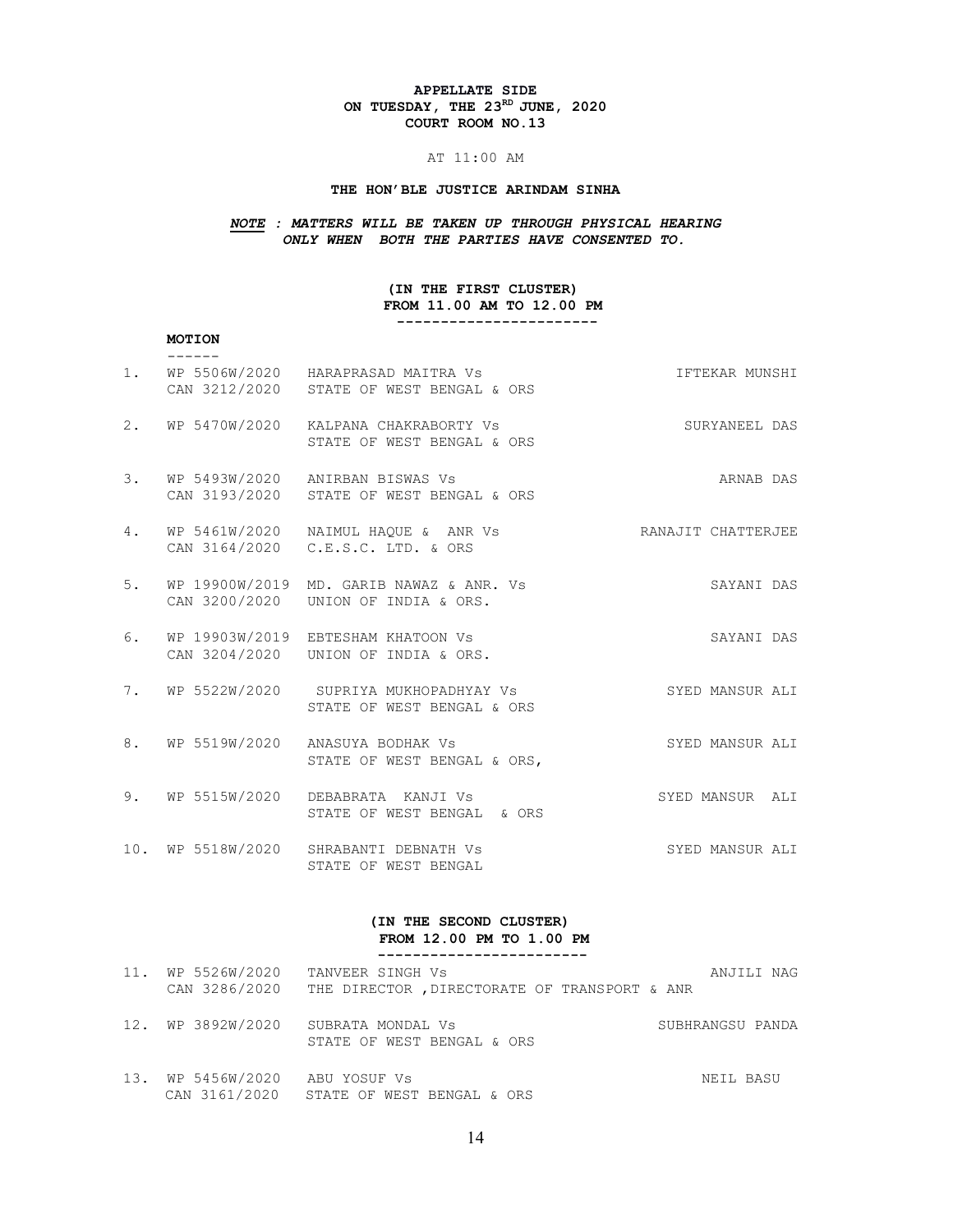**APPELLATE SIDE**
**ON TUESDAY, THE 23RD JUNE, 2020**
**COURT ROOM NO.13**

AT 11:00 AM

**THE HON'BLE JUSTICE ARINDAM SINHA**

***NOTE : MATTERS WILL BE TAKEN UP THROUGH PHYSICAL HEARING ONLY WHEN BOTH THE PARTIES HAVE CONSENTED TO.***

**(IN THE FIRST CLUSTER)**
**FROM 11.00 AM TO 12.00 PM**

**MOTION**

| No. | Case No. | Parties | Advocate |
|---|---|---|---|
| 1. | WP 5506W/2020<br>CAN 3212/2020 | HARAPRASAD MAITRA Vs<br>STATE OF WEST BENGAL & ORS | IFTEKAR MUNSHI |
| 2. | WP 5470W/2020 | KALPANA CHAKRABORTY Vs<br>STATE OF WEST BENGAL & ORS | SURYANEEL DAS |
| 3. | WP 5493W/2020<br>CAN 3193/2020 | ANIRBAN BISWAS Vs<br>STATE OF WEST BENGAL & ORS | ARNAB DAS |
| 4. | WP 5461W/2020<br>CAN 3164/2020 | NAIMUL HAQUE & ANR Vs<br>C.E.S.C. LTD. & ORS | RANAJIT CHATTERJEE |
| 5. | WP 19900W/2019<br>CAN 3200/2020 | MD. GARIB NAWAZ & ANR. Vs<br>UNION OF INDIA & ORS. | SAYANI DAS |
| 6. | WP 19903W/2019<br>CAN 3204/2020 | EBTESHAM KHATOON Vs<br>UNION OF INDIA & ORS. | SAYANI DAS |
| 7. | WP 5522W/2020 | SUPRIYA MUKHOPADHYAY Vs<br>STATE OF WEST BENGAL & ORS | SYED MANSUR ALI |
| 8. | WP 5519W/2020 | ANASUYA BODHAK Vs<br>STATE OF WEST BENGAL & ORS, | SYED MANSUR ALI |
| 9. | WP 5515W/2020 | DEBABRATA KANJI Vs<br>STATE OF WEST BENGAL & ORS | SYED MANSUR ALI |
| 10. | WP 5518W/2020 | SHRABANTI DEBNATH Vs<br>STATE OF WEST BENGAL | SYED MANSUR ALI |

**(IN THE SECOND CLUSTER)**
**FROM 12.00 PM TO 1.00 PM**

| No. | Case No. | Parties | Advocate |
|---|---|---|---|
| 11. | WP 5526W/2020<br>CAN 3286/2020 | TANVEER SINGH Vs<br>THE DIRECTOR ,DIRECTORATE OF TRANSPORT & ANR | ANJILI NAG |
| 12. | WP 3892W/2020 | SUBRATA MONDAL Vs<br>STATE OF WEST BENGAL & ORS | SUBHRANGSU PANDA |
| 13. | WP 5456W/2020<br>CAN 3161/2020 | ABU YOSUF Vs<br>STATE OF WEST BENGAL & ORS | NEIL BASU |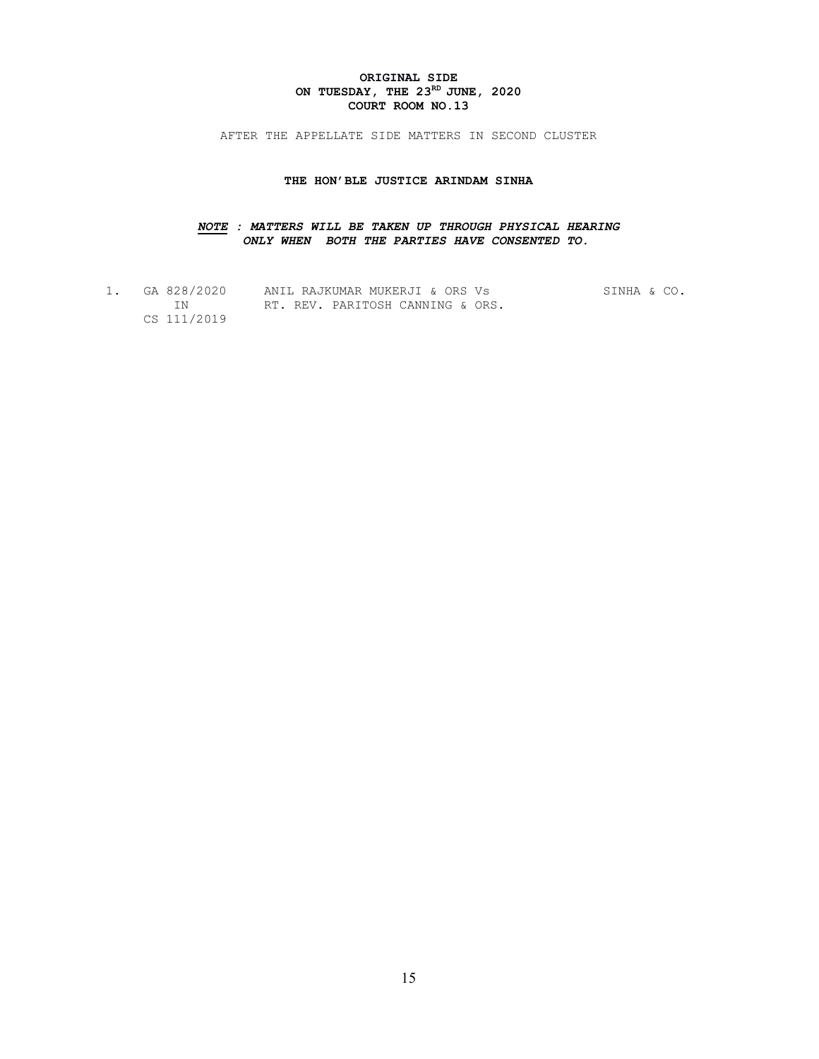**ORIGINAL SIDE**
**ON TUESDAY, THE 23RD JUNE, 2020**
**COURT ROOM NO.13**

AFTER THE APPELLATE SIDE MATTERS IN SECOND CLUSTER

**THE HON'BLE JUSTICE ARINDAM SINHA**

***NOTE : MATTERS WILL BE TAKEN UP THROUGH PHYSICAL HEARING ONLY WHEN BOTH THE PARTIES HAVE CONSENTED TO.***

| | | | |
|---|---|---|---|
| 1. | GA 828/2020 IN CS 111/2019 | ANIL RAJKUMAR MUKERJI & ORS Vs RT. REV. PARITOSH CANNING & ORS. | SINHA & CO. |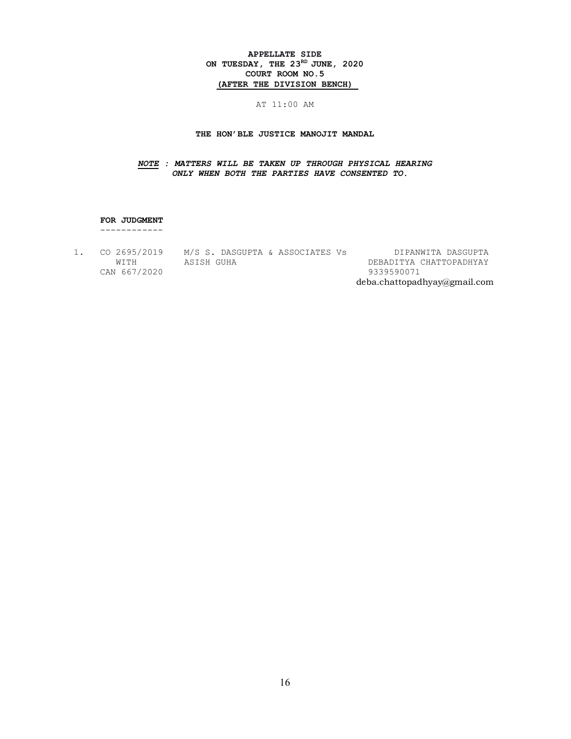**APPELLATE SIDE**
**ON TUESDAY, THE 23RD JUNE, 2020**
**COURT ROOM NO.5**
**(AFTER THE DIVISION BENCH)**

AT 11:00 AM

**THE HON'BLE JUSTICE MANOJIT MANDAL**

***NOTE : MATTERS WILL BE TAKEN UP THROUGH PHYSICAL HEARING ONLY WHEN BOTH THE PARTIES HAVE CONSENTED TO.***

**FOR JUDGMENT**

| | | | |
|---|---|---|---|
| 1. | CO 2695/2019 WITH CAN 667/2020 | M/S S. DASGUPTA & ASSOCIATES Vs ASISH GUHA | DIPANWITA DASGUPTA<br>DEBADITYA CHATTOPADHYAY<br>9339590071<br>deba.chattopadhyay@gmail.com |